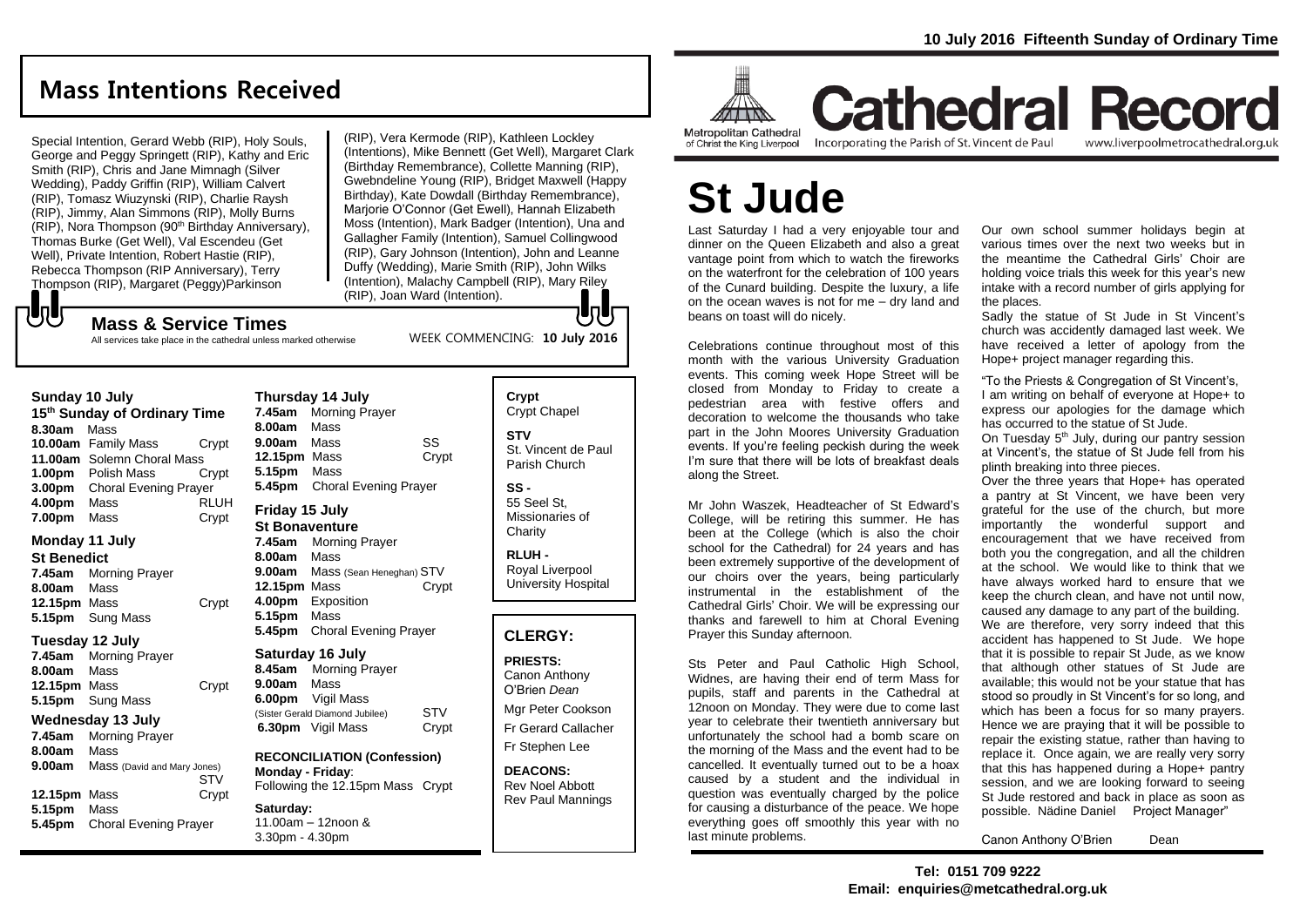10 July 2016 Fifteenth Sunday of Ordinary Time

# Cathedral Record

Metropolitan Cathedral of Christ the King Liverpool

Incorporating the Parish of St. Vincent de Paul

www.liverpoolmetrocathedral.org.uk

## Mass Intentions Received

Special Intention, Gerard Webb (RIP), Holy Souls, George and Peggy Springett (RIP), Kathy and Eric Smith (RIP), Chris and Jane Mimnagh (Silver Wedding), Paddy Griffin (RIP), William Calvert (RIP), Tomasz Wiuzynski (RIP), Charlie Raysh (RIP), Jimmy, Alan Simmons (RIP), Molly Burns (RIP), Nora Thompson (90th Birthday Anniversary), Thomas Burke (Get Well), Val Escendeu (Get Well), Private Intention, Robert Hastie (RIP), Rebecca Thompson (RIP Anniversary), Terry Thompson (RIP), Margaret (Peggy)Parkinson (RIP), Vera Kermode (RIP), Kathleen Lockley (Intentions), Mike Bennett (Get Well), Margaret Clark (Birthday Remembrance), Collette Manning (RIP), Gwebndeline Young (RIP), Bridget Maxwell (Happy Birthday), Kate Dowdall (Birthday Remembrance), Marjorie O'Connor (Get Ewell), Hannah Elizabeth Moss (Intention), Mark Badger (Intention), Una and Gallagher Family (Intention), Samuel Collingwood (RIP), Gary Johnson (Intention), John and Leanne Duffy (Wedding), Marie Smith (RIP), John Wilks (Intention), Malachy Campbell (RIP), Mary Riley (RIP), Joan Ward (Intention).

## Mass & Service Times

All services take place in the cathedral unless marked otherwise

WEEK COMMENCING: **10 July 2016**

### Sunday 10 July
**15th Sunday of Ordinary Time**

**8.30am** Mass
**10.00am** Family Mass — Crypt
**11.00am** Solemn Choral Mass
**1.00pm** Polish Mass — Crypt
**3.00pm** Choral Evening Prayer
**4.00pm** Mass — RLUH
**7.00pm** Mass — Crypt

### Monday 11 July
**St Benedict**

**7.45am** Morning Prayer
**8.00am** Mass
**12.15pm** Mass — Crypt
**5.15pm** Sung Mass

### Tuesday 12 July

**7.45am** Morning Prayer
**8.00am** Mass
**12.15pm** Mass — Crypt
**5.15pm** Sung Mass

### Wednesday 13 July

**7.45am** Morning Prayer
**8.00am** Mass
**9.00am** Mass (David and Mary Jones) — STV
**12.15pm** Mass — Crypt
**5.15pm** Mass
**5.45pm** Choral Evening Prayer

### Thursday 14 July

**7.45am** Morning Prayer
**8.00am** Mass
**9.00am** Mass — SS
**12.15pm** Mass — Crypt
**5.15pm** Mass
**5.45pm** Choral Evening Prayer

### Friday 15 July
**St Bonaventure**

**7.45am** Morning Prayer
**8.00am** Mass
**9.00am** Mass (Sean Heneghan) — STV
**12.15pm** Mass — Crypt
**4.00pm** Exposition
**5.15pm** Mass
**5.45pm** Choral Evening Prayer

### Saturday 16 July

**8.45am** Morning Prayer
**9.00am** Mass
**6.00pm** Vigil Mass (Sister Gerald Diamond Jubilee) — STV
**6.30pm** Vigil Mass — Crypt

**RECONCILIATION (Confession)**
**Monday - Friday**:
Following the 12.15pm Mass — Crypt

**Saturday:**
11.00am – 12noon &
3.30pm - 4.30pm

**Crypt**
Crypt Chapel

**STV**
St. Vincent de Paul Parish Church

**SS -**
55 Seel St, Missionaries of Charity

**RLUH -**
Royal Liverpool University Hospital

## CLERGY:

**PRIESTS:**
Canon Anthony O'Brien *Dean*
Mgr Peter Cookson
Fr Gerard Callacher
Fr Stephen Lee

**DEACONS:**
Rev Noel Abbott
Rev Paul Mannings

# St Jude

Last Saturday I had a very enjoyable tour and dinner on the Queen Elizabeth and also a great vantage point from which to watch the fireworks on the waterfront for the celebration of 100 years of the Cunard building. Despite the luxury, a life on the ocean waves is not for me – dry land and beans on toast will do nicely.

Celebrations continue throughout most of this month with the various University Graduation events. This coming week Hope Street will be closed from Monday to Friday to create a pedestrian area with festive offers and decoration to welcome the thousands who take part in the John Moores University Graduation events. If you're feeling peckish during the week I'm sure that there will be lots of breakfast deals along the Street.

Mr John Waszek, Headteacher of St Edward's College, will be retiring this summer. He has been at the College (which is also the choir school for the Cathedral) for 24 years and has been extremely supportive of the development of our choirs over the years, being particularly instrumental in the establishment of the Cathedral Girls' Choir. We will be expressing our thanks and farewell to him at Choral Evening Prayer this Sunday afternoon.

Sts Peter and Paul Catholic High School, Widnes, are having their end of term Mass for pupils, staff and parents in the Cathedral at 12noon on Monday. They were due to come last year to celebrate their twentieth anniversary but unfortunately the school had a bomb scare on the morning of the Mass and the event had to be cancelled. It eventually turned out to be a hoax caused by a student and the individual in question was eventually charged by the police for causing a disturbance of the peace. We hope everything goes off smoothly this year with no last minute problems.

Our own school summer holidays begin at various times over the next two weeks but in the meantime the Cathedral Girls' Choir are holding voice trials this week for this year's new intake with a record number of girls applying for the places.

Sadly the statue of St Jude in St Vincent's church was accidently damaged last week. We have received a letter of apology from the Hope+ project manager regarding this.

"To the Priests & Congregation of St Vincent's,
I am writing on behalf of everyone at Hope+ to express our apologies for the damage which has occurred to the statue of St Jude.
On Tuesday 5th July, during our pantry session at Vincent's, the statue of St Jude fell from his plinth breaking into three pieces.
Over the three years that Hope+ has operated a pantry at St Vincent, we have been very grateful for the use of the church, but more importantly the wonderful support and encouragement that we have received from both you the congregation, and all the children at the school. We would like to think that we have always worked hard to ensure that we keep the church clean, and have not until now, caused any damage to any part of the building.
We are therefore, very sorry indeed that this accident has happened to St Jude. We hope that it is possible to repair St Jude, as we know that although other statues of St Jude are available; this would not be your statue that has stood so proudly in St Vincent's for so long, and which has been a focus for so many prayers. Hence we are praying that it will be possible to repair the existing statue, rather than having to replace it. Once again, we are really very sorry that this has happened during a Hope+ pantry session, and we are looking forward to seeing St Jude restored and back in place as soon as possible. Nädine Daniel Project Manager"

Canon Anthony O'Brien Dean

**Tel: 0151 709 9222**
**Email: enquiries@metcathedral.org.uk**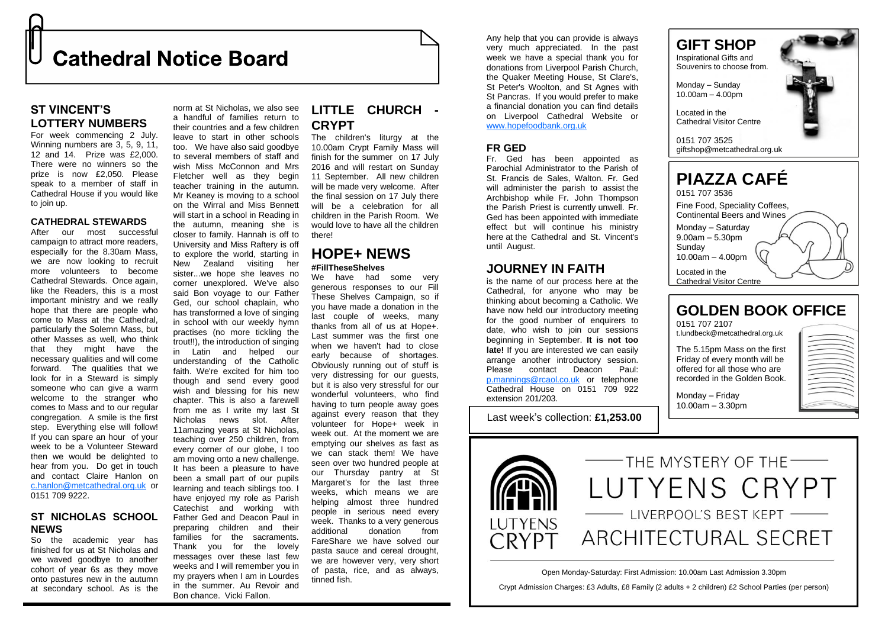# Cathedral Notice Board

## ST VINCENT'S LOTTERY NUMBERS

For week commencing 2 July. Winning numbers are 3, 5, 9, 11, 12 and 14. Prize was £2,000. There were no winners so the prize is now £2,050. Please speak to a member of staff in Cathedral House if you would like to join up.

### CATHEDRAL STEWARDS

After our most successful campaign to attract more readers, especially for the 8.30am Mass, we are now looking to recruit more volunteers to become Cathedral Stewards. Once again, like the Readers, this is a most important ministry and we really hope that there are people who come to Mass at the Cathedral, particularly the Solemn Mass, but other Masses as well, who think that they might have the necessary qualities and will come forward. The qualities that we look for in a Steward is simply someone who can give a warm welcome to the stranger who comes to Mass and to our regular congregation. A smile is the first step. Everything else will follow! If you can spare an hour of your week to be a Volunteer Steward then we would be delighted to hear from you. Do get in touch and contact Claire Hanlon on c.hanlon@metcathedral.org.uk or 0151 709 9222.

## ST NICHOLAS SCHOOL NEWS

So the academic year has finished for us at St Nicholas and we waved goodbye to another cohort of year 6s as they move onto pastures new in the autumn at secondary school. As is the norm at St Nicholas, we also see a handful of families return to their countries and a few children leave to start in other schools too. We have also said goodbye to several members of staff and wish Miss McConnon and Mrs Fletcher well as they begin teacher training in the autumn. Mr Keaney is moving to a school on the Wirral and Miss Bennett will start in a school in Reading in the autumn, meaning she is closer to family. Hannah is off to University and Miss Raftery is off to explore the world, starting in New Zealand visiting her sister...we hope she leaves no corner unexplored. We've also said Bon voyage to our Father Ged, our school chaplain, who has transformed a love of singing in school with our weekly hymn practises (no more tickling the trout!!), the introduction of singing in Latin and helped our understanding of the Catholic faith. We're excited for him too though and send every good wish and blessing for his new chapter. This is also a farewell from me as I write my last St Nicholas news slot. After 11amazing years at St Nicholas, teaching over 250 children, from every corner of our globe, I too am moving onto a new challenge. It has been a pleasure to have been a small part of our pupils learning and teach siblings too. I have enjoyed my role as Parish Catechist and working with Father Ged and Deacon Paul in preparing children and their families for the sacraments. Thank you for the lovely messages over these last few weeks and I will remember you in my prayers when I am in Lourdes in the summer. Au Revoir and Bon chance. Vicki Fallon.

## LITTLE CHURCH - CRYPT

The children's liturgy at the 10.00am Crypt Family Mass will finish for the summer on 17 July 2016 and will restart on Sunday 11 September. All new children will be made very welcome. After the final session on 17 July there will be a celebration for all children in the Parish Room. We would love to have all the children there!

## HOPE+ NEWS

**#FillTheseShelves**

We have had some very generous responses to our Fill These Shelves Campaign, so if you have made a donation in the last couple of weeks, many thanks from all of us at Hope+. Last summer was the first one when we haven't had to close early because of shortages. Obviously running out of stuff is very distressing for our guests, but it is also very stressful for our wonderful volunteers, who find having to turn people away goes against every reason that they volunteer for Hope+ week in week out. At the moment we are emptying our shelves as fast as we can stack them! We have seen over two hundred people at our Thursday pantry at St Margaret's for the last three weeks, which means we are helping almost three hundred people in serious need every week. Thanks to a very generous additional donation from FareShare we have solved our pasta sauce and cereal drought, we are however very, very short of pasta, rice, and as always, tinned fish.

Any help that you can provide is always very much appreciated. In the past week we have a special thank you for donations from Liverpool Parish Church, the Quaker Meeting House, St Clare's, St Peter's Woolton, and St Agnes with St Pancras. If you would prefer to make a financial donation you can find details on Liverpool Cathedral Website or www.hopefoodbank.org.uk

### FR GED

Fr. Ged has been appointed as Parochial Administrator to the Parish of St. Francis de Sales, Walton. Fr. Ged will administer the parish to assist the Archbishop while Fr. John Thompson the Parish Priest is currently unwell. Fr. Ged has been appointed with immediate effect but will continue his ministry here at the Cathedral and St. Vincent's until August.

## JOURNEY IN FAITH

is the name of our process here at the Cathedral, for anyone who may be thinking about becoming a Catholic. We have now held our introductory meeting for the good number of enquirers to date, who wish to join our sessions beginning in September. **It is not too late!** If you are interested we can easily arrange another introductory session. Please contact Deacon Paul: p.mannings@rcaol.co.uk or telephone Cathedral House on 0151 709 922 extension 201/203.

Last week's collection: **£1,253.00**

## GIFT SHOP

Inspirational Gifts and Souvenirs to choose from.

Monday – Sunday
10.00am – 4.00pm

Located in the Cathedral Visitor Centre

0151 707 3525
giftshop@metcathedral.org.uk

## PIAZZA CAFÉ

0151 707 3536

Fine Food, Speciality Coffees, Continental Beers and Wines

Monday – Saturday
9.00am – 5.30pm
Sunday
10.00am – 4.00pm

Located in the Cathedral Visitor Centre

## GOLDEN BOOK OFFICE

0151 707 2107
t.lundbeck@metcathedral.org.uk

The 5.15pm Mass on the first Friday of every month will be offered for all those who are recorded in the Golden Book.

Monday – Friday
10.00am – 3.30pm

## THE MYSTERY OF THE LUTYENS CRYPT

LUTYENS CRYPT

LIVERPOOL'S BEST KEPT ARCHITECTURAL SECRET

Open Monday-Saturday: First Admission: 10.00am Last Admission 3.30pm

Crypt Admission Charges: £3 Adults, £8 Family (2 adults + 2 children) £2 School Parties (per person)